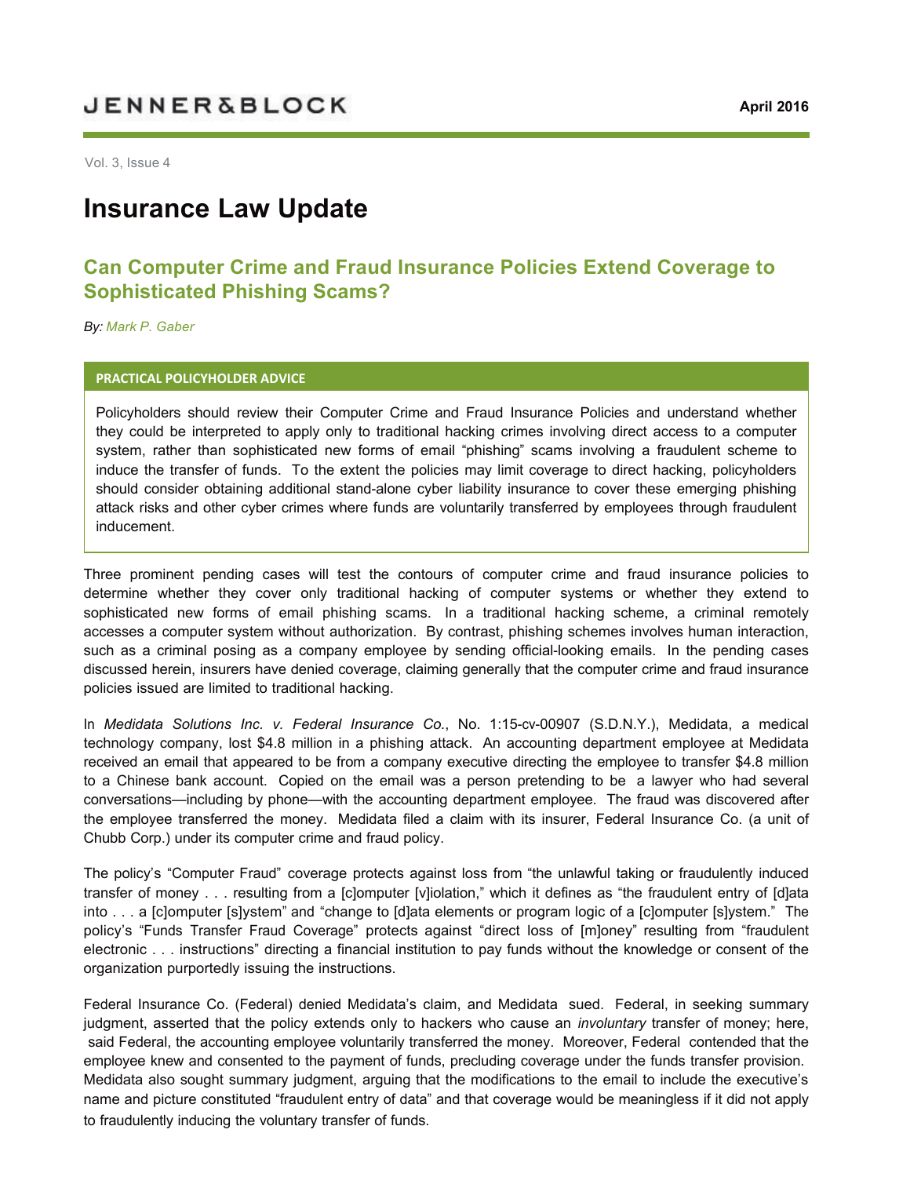JENNER&BLOCK

April 2016

Vol. 3, Issue 4

# Insurance Law Update

## Can Computer Crime and Fraud Insurance Policies Extend Coverage to Sophisticated Phishing Scams?

*By: Mark P. Gaber*

**PRACTICAL POLICYHOLDER ADVICE**

Policyholders should review their Computer Crime and Fraud Insurance Policies and understand whether they could be interpreted to apply only to traditional hacking crimes involving direct access to a computer system, rather than sophisticated new forms of email "phishing" scams involving a fraudulent scheme to induce the transfer of funds. To the extent the policies may limit coverage to direct hacking, policyholders should consider obtaining additional stand-alone cyber liability insurance to cover these emerging phishing attack risks and other cyber crimes where funds are voluntarily transferred by employees through fraudulent inducement.

Three prominent pending cases will test the contours of computer crime and fraud insurance policies to determine whether they cover only traditional hacking of computer systems or whether they extend to sophisticated new forms of email phishing scams. In a traditional hacking scheme, a criminal remotely accesses a computer system without authorization. By contrast, phishing schemes involves human interaction, such as a criminal posing as a company employee by sending official-looking emails. In the pending cases discussed herein, insurers have denied coverage, claiming generally that the computer crime and fraud insurance policies issued are limited to traditional hacking.

In *Medidata Solutions Inc. v. Federal Insurance Co.*, No. 1:15-cv-00907 (S.D.N.Y.), Medidata, a medical technology company, lost $4.8 million in a phishing attack. An accounting department employee at Medidata received an email that appeared to be from a company executive directing the employee to transfer $4.8 million to a Chinese bank account. Copied on the email was a person pretending to be a lawyer who had several conversations—including by phone—with the accounting department employee. The fraud was discovered after the employee transferred the money. Medidata filed a claim with its insurer, Federal Insurance Co. (a unit of Chubb Corp.) under its computer crime and fraud policy.

The policy's "Computer Fraud" coverage protects against loss from "the unlawful taking or fraudulently induced transfer of money . . . resulting from a [c]omputer [v]iolation," which it defines as "the fraudulent entry of [d]ata into . . . a [c]omputer [s]ystem" and "change to [d]ata elements or program logic of a [c]omputer [s]ystem." The policy's "Funds Transfer Fraud Coverage" protects against "direct loss of [m]oney" resulting from "fraudulent electronic . . . instructions" directing a financial institution to pay funds without the knowledge or consent of the organization purportedly issuing the instructions.

Federal Insurance Co. (Federal) denied Medidata's claim, and Medidata sued. Federal, in seeking summary judgment, asserted that the policy extends only to hackers who cause an *involuntary* transfer of money; here, said Federal, the accounting employee voluntarily transferred the money. Moreover, Federal contended that the employee knew and consented to the payment of funds, precluding coverage under the funds transfer provision. Medidata also sought summary judgment, arguing that the modifications to the email to include the executive's name and picture constituted "fraudulent entry of data" and that coverage would be meaningless if it did not apply to fraudulently inducing the voluntary transfer of funds.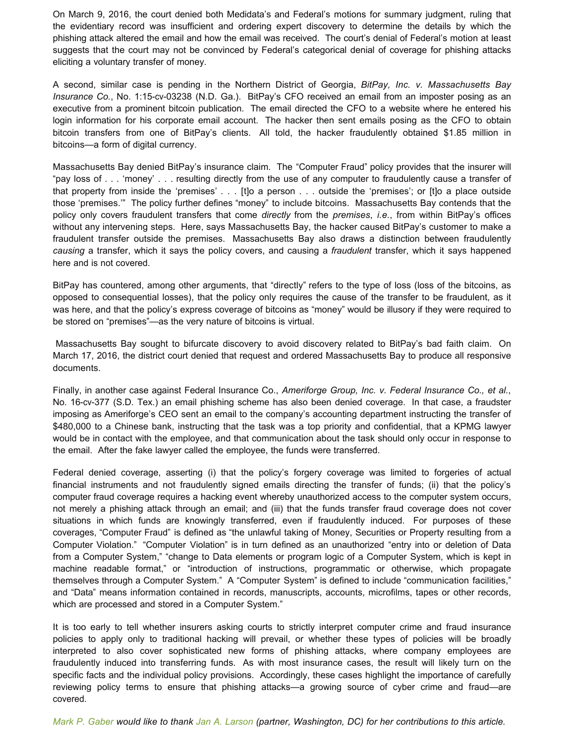On March 9, 2016, the court denied both Medidata's and Federal's motions for summary judgment, ruling that the evidentiary record was insufficient and ordering expert discovery to determine the details by which the phishing attack altered the email and how the email was received. The court's denial of Federal's motion at least suggests that the court may not be convinced by Federal's categorical denial of coverage for phishing attacks eliciting a voluntary transfer of money.

A second, similar case is pending in the Northern District of Georgia, *BitPay, Inc. v. Massachusetts Bay Insurance Co.*, No. 1:15-cv-03238 (N.D. Ga.). BitPay's CFO received an email from an imposter posing as an executive from a prominent bitcoin publication. The email directed the CFO to a website where he entered his login information for his corporate email account. The hacker then sent emails posing as the CFO to obtain bitcoin transfers from one of BitPay's clients. All told, the hacker fraudulently obtained $1.85 million in bitcoins—a form of digital currency.

Massachusetts Bay denied BitPay's insurance claim. The "Computer Fraud" policy provides that the insurer will "pay loss of . . . 'money' . . . resulting directly from the use of any computer to fraudulently cause a transfer of that property from inside the 'premises' . . . [t]o a person . . . outside the 'premises'; or [t]o a place outside those 'premises.'" The policy further defines "money" to include bitcoins. Massachusetts Bay contends that the policy only covers fraudulent transfers that come *directly* from the *premises*, *i.e.*, from within BitPay's offices without any intervening steps. Here, says Massachusetts Bay, the hacker caused BitPay's customer to make a fraudulent transfer outside the premises. Massachusetts Bay also draws a distinction between fraudulently *causing* a transfer, which it says the policy covers, and causing a *fraudulent* transfer, which it says happened here and is not covered.

BitPay has countered, among other arguments, that "directly" refers to the type of loss (loss of the bitcoins, as opposed to consequential losses), that the policy only requires the cause of the transfer to be fraudulent, as it was here, and that the policy's express coverage of bitcoins as "money" would be illusory if they were required to be stored on "premises"—as the very nature of bitcoins is virtual.

Massachusetts Bay sought to bifurcate discovery to avoid discovery related to BitPay's bad faith claim. On March 17, 2016, the district court denied that request and ordered Massachusetts Bay to produce all responsive documents.

Finally, in another case against Federal Insurance Co., *Ameriforge Group, Inc. v. Federal Insurance Co., et al.*, No. 16-cv-377 (S.D. Tex.) an email phishing scheme has also been denied coverage. In that case, a fraudster imposing as Ameriforge's CEO sent an email to the company's accounting department instructing the transfer of $480,000 to a Chinese bank, instructing that the task was a top priority and confidential, that a KPMG lawyer would be in contact with the employee, and that communication about the task should only occur in response to the email. After the fake lawyer called the employee, the funds were transferred.

Federal denied coverage, asserting (i) that the policy's forgery coverage was limited to forgeries of actual financial instruments and not fraudulently signed emails directing the transfer of funds; (ii) that the policy's computer fraud coverage requires a hacking event whereby unauthorized access to the computer system occurs, not merely a phishing attack through an email; and (iii) that the funds transfer fraud coverage does not cover situations in which funds are knowingly transferred, even if fraudulently induced. For purposes of these coverages, "Computer Fraud" is defined as "the unlawful taking of Money, Securities or Property resulting from a Computer Violation." "Computer Violation" is in turn defined as an unauthorized "entry into or deletion of Data from a Computer System," "change to Data elements or program logic of a Computer System, which is kept in machine readable format," or "introduction of instructions, programmatic or otherwise, which propagate themselves through a Computer System." A "Computer System" is defined to include "communication facilities," and "Data" means information contained in records, manuscripts, accounts, microfilms, tapes or other records, which are processed and stored in a Computer System."

It is too early to tell whether insurers asking courts to strictly interpret computer crime and fraud insurance policies to apply only to traditional hacking will prevail, or whether these types of policies will be broadly interpreted to also cover sophisticated new forms of phishing attacks, where company employees are fraudulently induced into transferring funds. As with most insurance cases, the result will likely turn on the specific facts and the individual policy provisions. Accordingly, these cases highlight the importance of carefully reviewing policy terms to ensure that phishing attacks—a growing source of cyber crime and fraud—are covered.

*Mark P. Gaber would like to thank Jan A. Larson (partner, Washington, DC) for her contributions to this article.*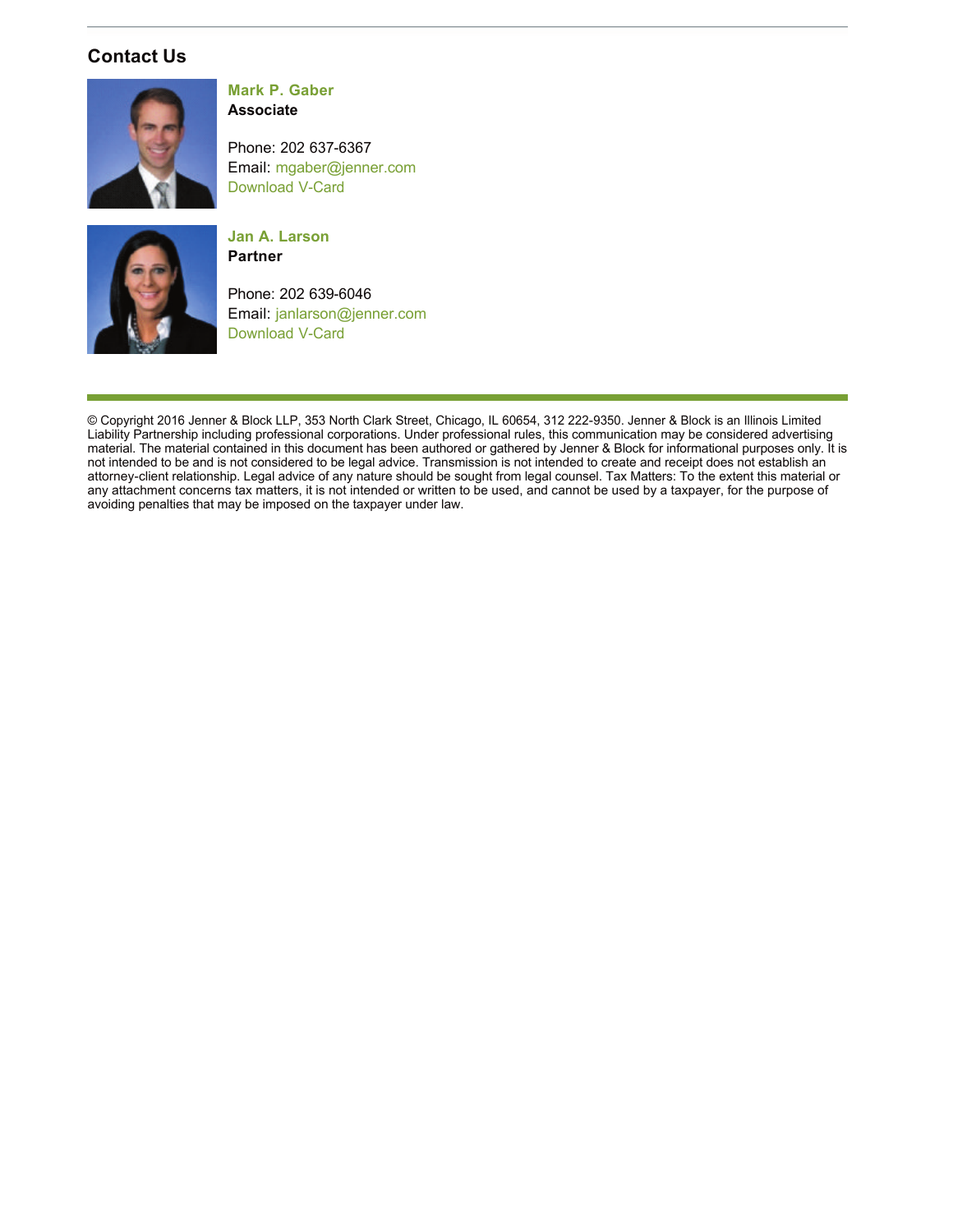## Contact Us

**Mark P. Gaber**
**Associate**

Phone: 202 637-6367
Email: mgaber@jenner.com
Download V-Card

**Jan A. Larson**
**Partner**

Phone: 202 639-6046
Email: janlarson@jenner.com
Download V-Card

© Copyright 2016 Jenner & Block LLP, 353 North Clark Street, Chicago, IL 60654, 312 222-9350. Jenner & Block is an Illinois Limited Liability Partnership including professional corporations. Under professional rules, this communication may be considered advertising material. The material contained in this document has been authored or gathered by Jenner & Block for informational purposes only. It is not intended to be and is not considered to be legal advice. Transmission is not intended to create and receipt does not establish an attorney-client relationship. Legal advice of any nature should be sought from legal counsel. Tax Matters: To the extent this material or any attachment concerns tax matters, it is not intended or written to be used, and cannot be used by a taxpayer, for the purpose of avoiding penalties that may be imposed on the taxpayer under law.